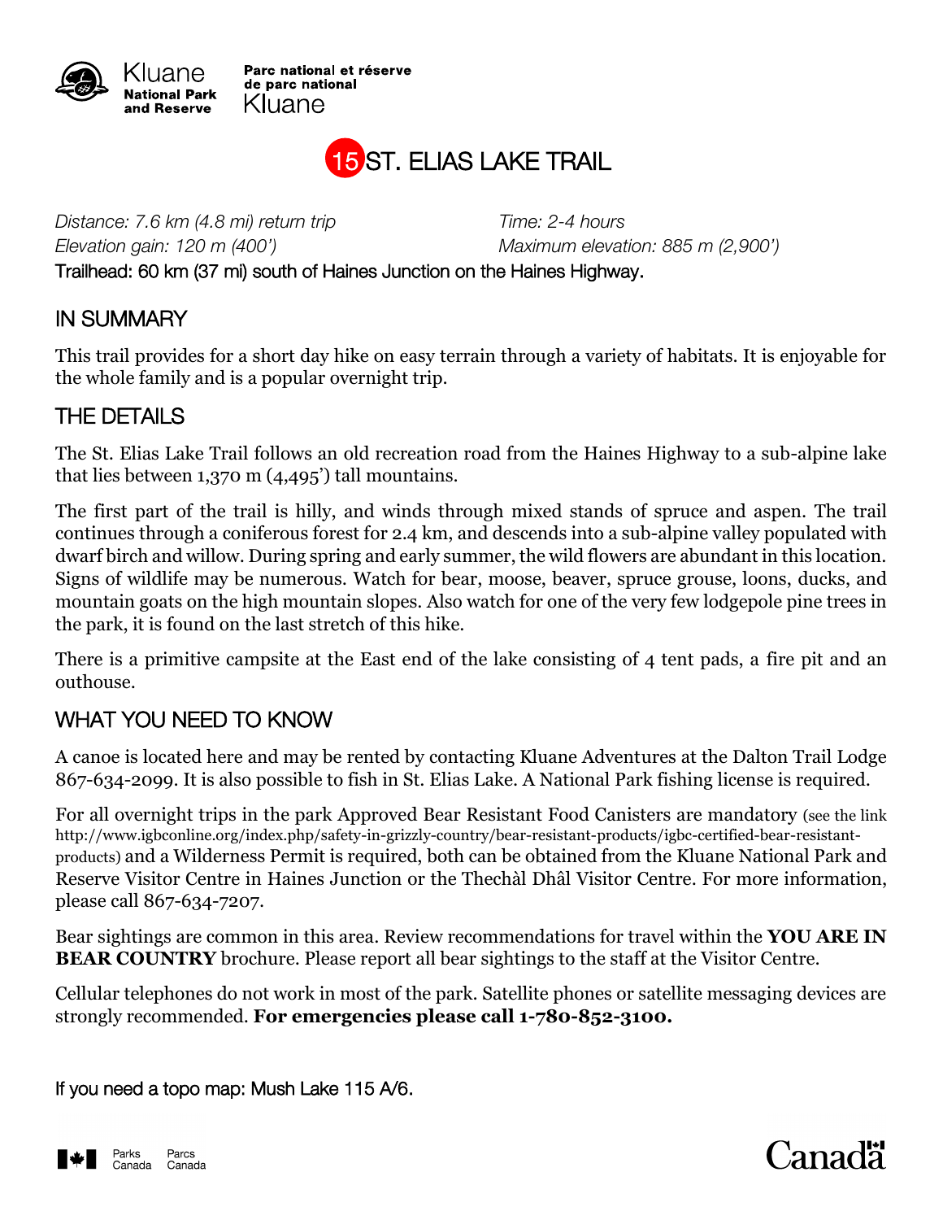Kluane National Park and Reserve

Parc national et réserve de parc national Kluane

# 15 ST. ELIAS LAKE TRAIL

*Distance: 7.6 km (4.8 mi) return trip* — *Time: 2-4 hours*

*Elevation gain: 120 m (400')* — *Maximum elevation: 885 m (2,900')*

Trailhead: 60 km (37 mi) south of Haines Junction on the Haines Highway.

## IN SUMMARY

This trail provides for a short day hike on easy terrain through a variety of habitats. It is enjoyable for the whole family and is a popular overnight trip.

## THE DETAILS

The St. Elias Lake Trail follows an old recreation road from the Haines Highway to a sub-alpine lake that lies between 1,370 m (4,495') tall mountains.

The first part of the trail is hilly, and winds through mixed stands of spruce and aspen. The trail continues through a coniferous forest for 2.4 km, and descends into a sub-alpine valley populated with dwarf birch and willow. During spring and early summer, the wild flowers are abundant in this location. Signs of wildlife may be numerous. Watch for bear, moose, beaver, spruce grouse, loons, ducks, and mountain goats on the high mountain slopes. Also watch for one of the very few lodgepole pine trees in the park, it is found on the last stretch of this hike.

There is a primitive campsite at the East end of the lake consisting of 4 tent pads, a fire pit and an outhouse.

## WHAT YOU NEED TO KNOW

A canoe is located here and may be rented by contacting Kluane Adventures at the Dalton Trail Lodge 867-634-2099. It is also possible to fish in St. Elias Lake. A National Park fishing license is required.

For all overnight trips in the park Approved Bear Resistant Food Canisters are mandatory (see the link http://www.igbconline.org/index.php/safety-in-grizzly-country/bear-resistant-products/igbc-certified-bear-resistant-products) and a Wilderness Permit is required, both can be obtained from the Kluane National Park and Reserve Visitor Centre in Haines Junction or the Thechàl Dhâl Visitor Centre. For more information, please call 867-634-7207.

Bear sightings are common in this area. Review recommendations for travel within the **YOU ARE IN BEAR COUNTRY** brochure. Please report all bear sightings to the staff at the Visitor Centre.

Cellular telephones do not work in most of the park. Satellite phones or satellite messaging devices are strongly recommended. **For emergencies please call 1-780-852-3100.**

If you need a topo map: Mush Lake 115 A/6.

Parks Canada — Parcs Canada

Canada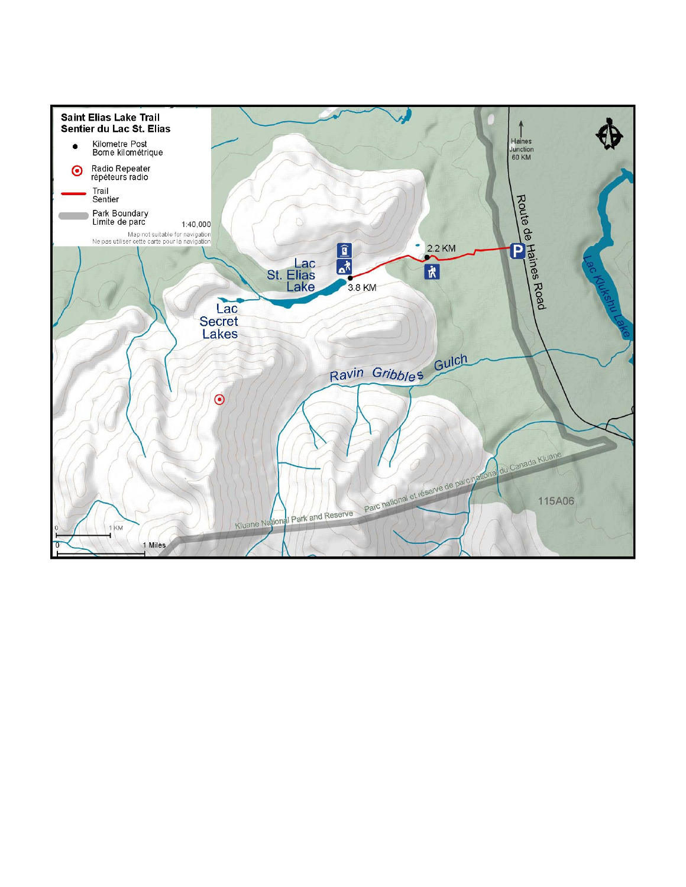**Saint Elias Lake Trail**
**Sentier du Lac St. Elias**

Kilometre Post
Borne kilométrique

Radio Repeater
répéteurs radio

Trail
Sentier

Park Boundary
Limite de parc

1:40,000

Map not suitable for navigation
Ne pas utiliser cette carte pour la navigation

Haines Junction
60 KM

Route de Haines Road

Lac Kluksha Lake

2.2 KM

3.8 KM

Lac
St. Elias
Lake

Lac
Secret
Lakes

Ravin Gribbles Gulch

Kluane National Park and Reserve

Parc national et réserve de parc national du Canada Kluane

115A06

0 1 KM

0 1 Miles